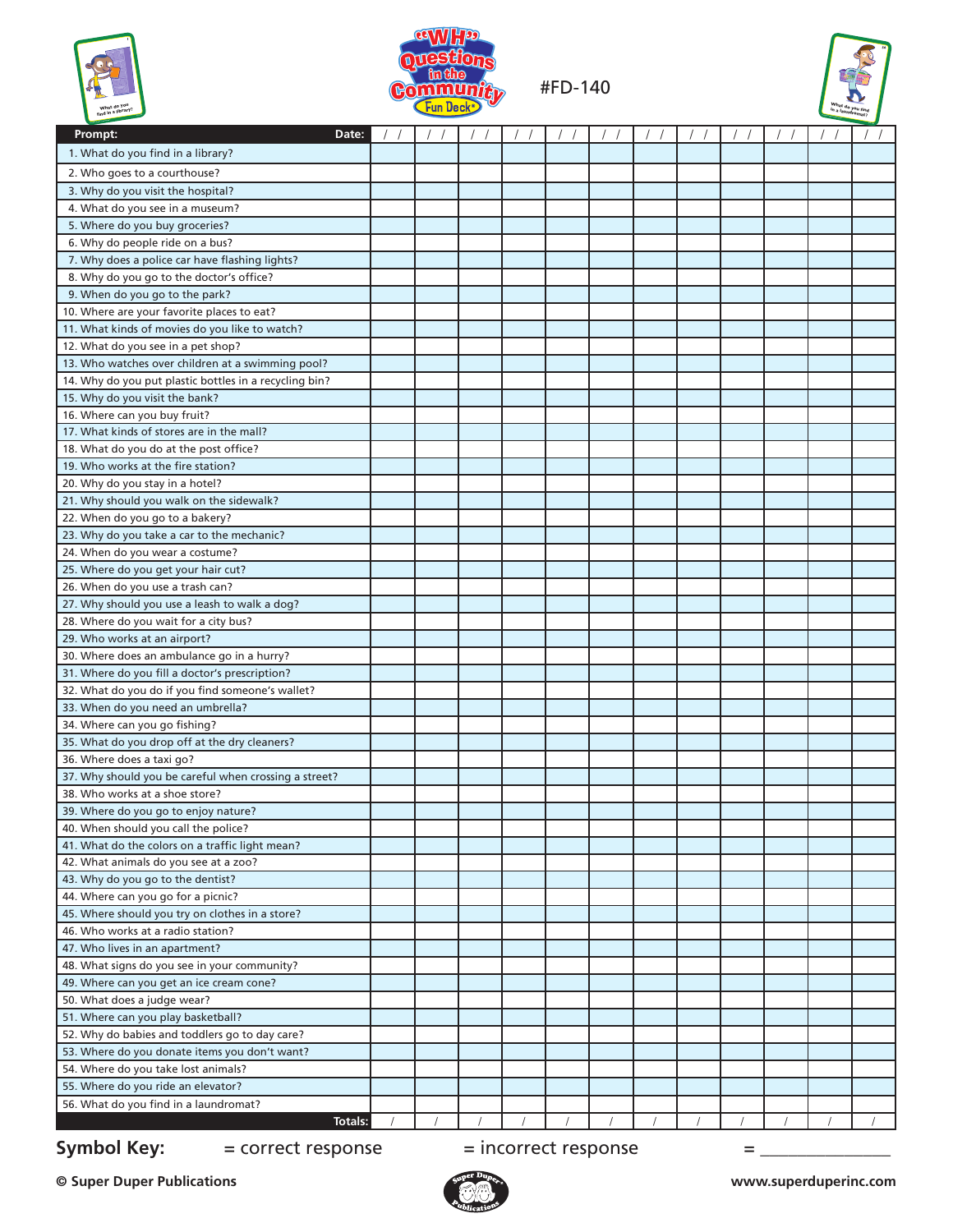# "WH" Questions in the Community Fun Deck®

#FD-140

| Prompt: Date: | / / | / / | / / | / / | / / | / / | / / | / / | / / | / / | / / | / / |
|---|---|---|---|---|---|---|---|---|---|---|---|---|
| 1. What do you find in a library? | | | | | | | | | | | | |
| 2. Who goes to a courthouse? | | | | | | | | | | | | |
| 3. Why do you visit the hospital? | | | | | | | | | | | | |
| 4. What do you see in a museum? | | | | | | | | | | | | |
| 5. Where do you buy groceries? | | | | | | | | | | | | |
| 6. Why do people ride on a bus? | | | | | | | | | | | | |
| 7. Why does a police car have flashing lights? | | | | | | | | | | | | |
| 8. Why do you go to the doctor's office? | | | | | | | | | | | | |
| 9. When do you go to the park? | | | | | | | | | | | | |
| 10. Where are your favorite places to eat? | | | | | | | | | | | | |
| 11. What kinds of movies do you like to watch? | | | | | | | | | | | | |
| 12. What do you see in a pet shop? | | | | | | | | | | | | |
| 13. Who watches over children at a swimming pool? | | | | | | | | | | | | |
| 14. Why do you put plastic bottles in a recycling bin? | | | | | | | | | | | | |
| 15. Why do you visit the bank? | | | | | | | | | | | | |
| 16. Where can you buy fruit? | | | | | | | | | | | | |
| 17. What kinds of stores are in the mall? | | | | | | | | | | | | |
| 18. What do you do at the post office? | | | | | | | | | | | | |
| 19. Who works at the fire station? | | | | | | | | | | | | |
| 20. Why do you stay in a hotel? | | | | | | | | | | | | |
| 21. Why should you walk on the sidewalk? | | | | | | | | | | | | |
| 22. When do you go to a bakery? | | | | | | | | | | | | |
| 23. Why do you take a car to the mechanic? | | | | | | | | | | | | |
| 24. When do you wear a costume? | | | | | | | | | | | | |
| 25. Where do you get your hair cut? | | | | | | | | | | | | |
| 26. When do you use a trash can? | | | | | | | | | | | | |
| 27. Why should you use a leash to walk a dog? | | | | | | | | | | | | |
| 28. Where do you wait for a city bus? | | | | | | | | | | | | |
| 29. Who works at an airport? | | | | | | | | | | | | |
| 30. Where does an ambulance go in a hurry? | | | | | | | | | | | | |
| 31. Where do you fill a doctor's prescription? | | | | | | | | | | | | |
| 32. What do you do if you find someone's wallet? | | | | | | | | | | | | |
| 33. When do you need an umbrella? | | | | | | | | | | | | |
| 34. Where can you go fishing? | | | | | | | | | | | | |
| 35. What do you drop off at the dry cleaners? | | | | | | | | | | | | |
| 36. Where does a taxi go? | | | | | | | | | | | | |
| 37. Why should you be careful when crossing a street? | | | | | | | | | | | | |
| 38. Who works at a shoe store? | | | | | | | | | | | | |
| 39. Where do you go to enjoy nature? | | | | | | | | | | | | |
| 40. When should you call the police? | | | | | | | | | | | | |
| 41. What do the colors on a traffic light mean? | | | | | | | | | | | | |
| 42. What animals do you see at a zoo? | | | | | | | | | | | | |
| 43. Why do you go to the dentist? | | | | | | | | | | | | |
| 44. Where can you go for a picnic? | | | | | | | | | | | | |
| 45. Where should you try on clothes in a store? | | | | | | | | | | | | |
| 46. Who works at a radio station? | | | | | | | | | | | | |
| 47. Who lives in an apartment? | | | | | | | | | | | | |
| 48. What signs do you see in your community? | | | | | | | | | | | | |
| 49. Where can you get an ice cream cone? | | | | | | | | | | | | |
| 50. What does a judge wear? | | | | | | | | | | | | |
| 51. Where can you play basketball? | | | | | | | | | | | | |
| 52. Why do babies and toddlers go to day care? | | | | | | | | | | | | |
| 53. Where do you donate items you don't want? | | | | | | | | | | | | |
| 54. Where do you take lost animals? | | | | | | | | | | | | |
| 55. Where do you ride an elevator? | | | | | | | | | | | | |
| 56. What do you find in a laundromat? | | | | | | | | | | | | |
| Totals: | / | / | / | / | / | / | / | / | / | / | / | / |

**Symbol Key:** = correct response = incorrect response = ______________

**© Super Duper Publications** **www.superduperinc.com**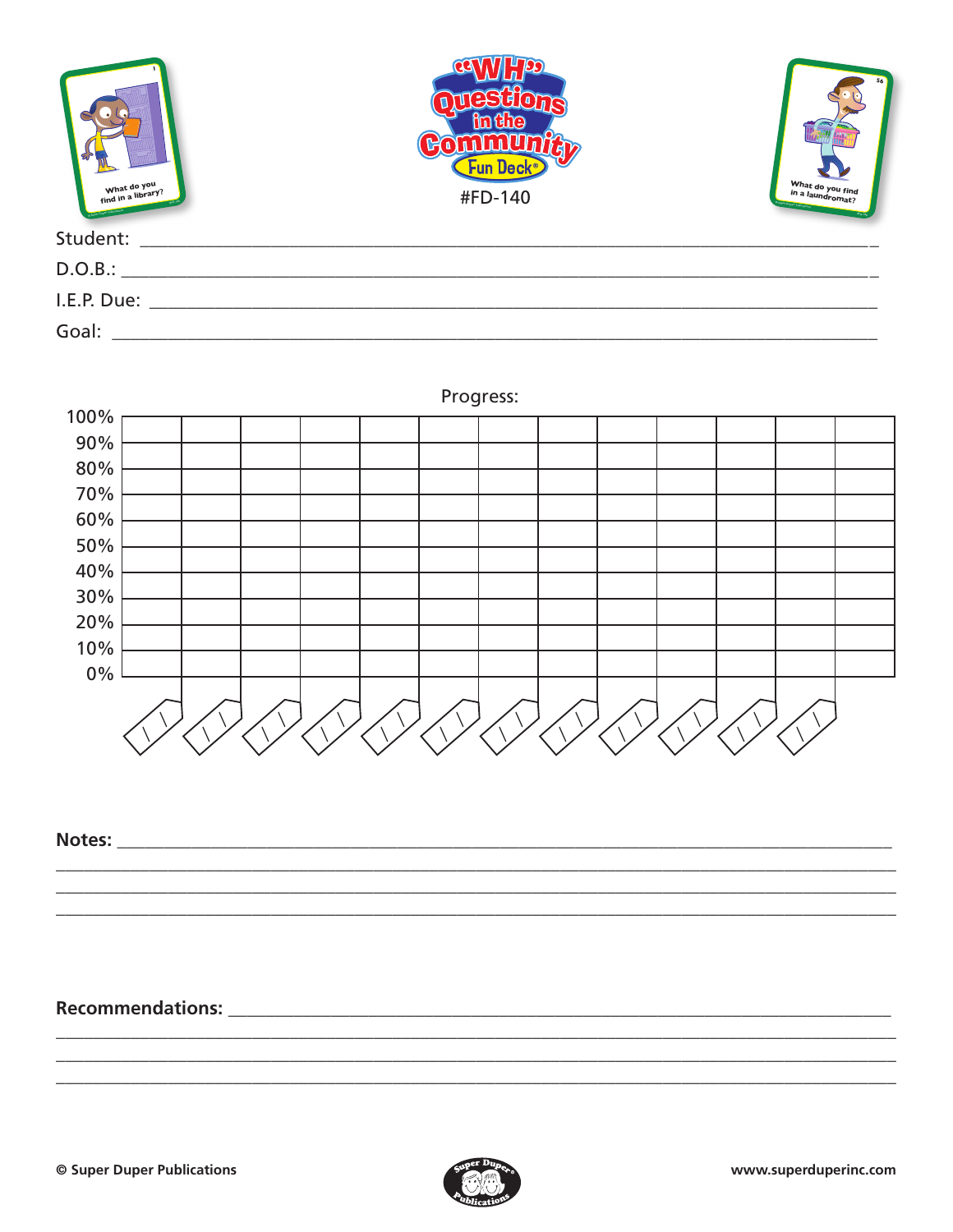# "WH" Questions in the Community Fun Deck®

#FD-140

What do you find in a library?

What do you find in a laundromat?

Student: ______________________________

D.O.B.: ______________________________

I.E.P. Due: ______________________________

Goal: ______________________________

Progress:

100%
90%
80%
70%
60%
50%
40%
30%
20%
10%
0%

**Notes:** ______________________________

**Recommendations:** ______________________________

© Super Duper Publications

www.superduperinc.com